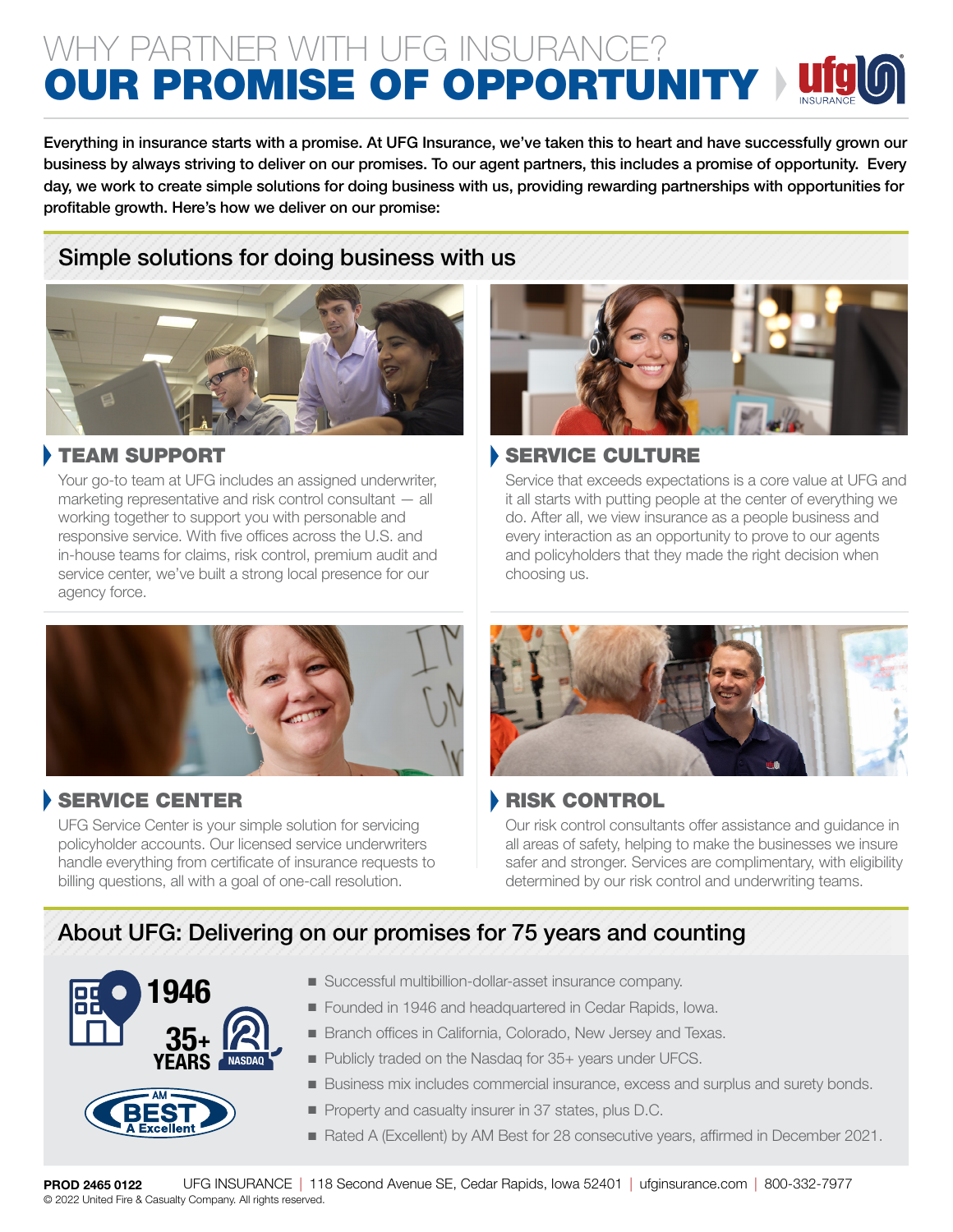# WHY PARTNER WITH UFG INSURANCE?
# OUR PROMISE OF OPPORTUNITY

**Everything in insurance starts with a promise. At UFG Insurance, we've taken this to heart and have successfully grown our business by always striving to deliver on our promises. To our agent partners, this includes a promise of opportunity. Every day, we work to create simple solutions for doing business with us, providing rewarding partnerships with opportunities for profitable growth. Here's how we deliver on our promise:**

## Simple solutions for doing business with us

### TEAM SUPPORT

Your go-to team at UFG includes an assigned underwriter, marketing representative and risk control consultant — all working together to support you with personable and responsive service. With five offices across the U.S. and in-house teams for claims, risk control, premium audit and service center, we've built a strong local presence for our agency force.

### SERVICE CULTURE

Service that exceeds expectations is a core value at UFG and it all starts with putting people at the center of everything we do. After all, we view insurance as a people business and every interaction as an opportunity to prove to our agents and policyholders that they made the right decision when choosing us.

### SERVICE CENTER

UFG Service Center is your simple solution for servicing policyholder accounts. Our licensed service underwriters handle everything from certificate of insurance requests to billing questions, all with a goal of one-call resolution.

### RISK CONTROL

Our risk control consultants offer assistance and guidance in all areas of safety, helping to make the businesses we insure safer and stronger. Services are complimentary, with eligibility determined by our risk control and underwriting teams.

## About UFG: Delivering on our promises for 75 years and counting

1946

35+ YEARS NASDAQ

AM BEST A Excellent

- Successful multibillion-dollar-asset insurance company.
- Founded in 1946 and headquartered in Cedar Rapids, Iowa.
- Branch offices in California, Colorado, New Jersey and Texas.
- Publicly traded on the Nasdaq for 35+ years under UFCS.
- Business mix includes commercial insurance, excess and surplus and surety bonds.
- Property and casualty insurer in 37 states, plus D.C.
- Rated A (Excellent) by AM Best for 28 consecutive years, affirmed in December 2021.

**PROD 2465 0122** UFG INSURANCE | 118 Second Avenue SE, Cedar Rapids, Iowa 52401 | ufginsurance.com | 800-332-7977

© 2022 United Fire & Casualty Company. All rights reserved.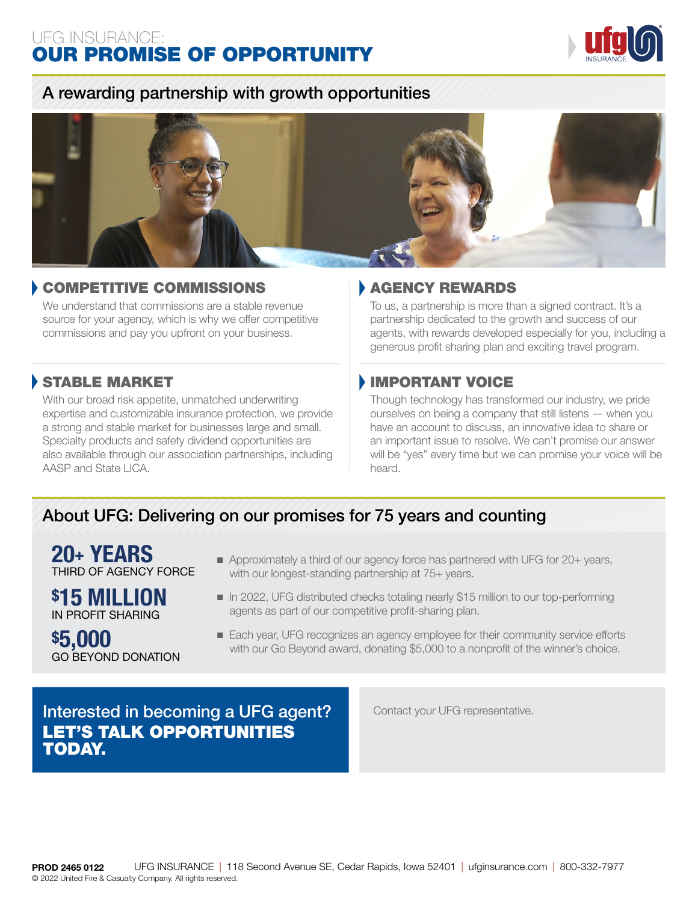# UFG INSURANCE: OUR PROMISE OF OPPORTUNITY

## A rewarding partnership with growth opportunities

### COMPETITIVE COMMISSIONS

We understand that commissions are a stable revenue source for your agency, which is why we offer competitive commissions and pay you upfront on your business.

### STABLE MARKET

With our broad risk appetite, unmatched underwriting expertise and customizable insurance protection, we provide a strong and stable market for businesses large and small. Specialty products and safety dividend opportunities are also available through our association partnerships, including AASP and State LICA.

### AGENCY REWARDS

To us, a partnership is more than a signed contract. It's a partnership dedicated to the growth and success of our agents, with rewards developed especially for you, including a generous profit sharing plan and exciting travel program.

### IMPORTANT VOICE

Though technology has transformed our industry, we pride ourselves on being a company that still listens — when you have an account to discuss, an innovative idea to share or an important issue to resolve. We can't promise our answer will be "yes" every time but we can promise your voice will be heard.

## About UFG: Delivering on our promises for 75 years and counting

**20+ YEARS**
THIRD OF AGENCY FORCE

**$15 MILLION**
IN PROFIT SHARING

**$5,000**
GO BEYOND DONATION

- Approximately a third of our agency force has partnered with UFG for 20+ years, with our longest-standing partnership at 75+ years.
- In 2022, UFG distributed checks totaling nearly $15 million to our top-performing agents as part of our competitive profit-sharing plan.
- Each year, UFG recognizes an agency employee for their community service efforts with our Go Beyond award, donating $5,000 to a nonprofit of the winner's choice.

Interested in becoming a UFG agent?
**LET'S TALK OPPORTUNITIES TODAY.**

Contact your UFG representative.

**PROD 2465 0122** UFG INSURANCE | 118 Second Avenue SE, Cedar Rapids, Iowa 52401 | ufginsurance.com | 800-332-7977
© 2022 United Fire & Casualty Company. All rights reserved.